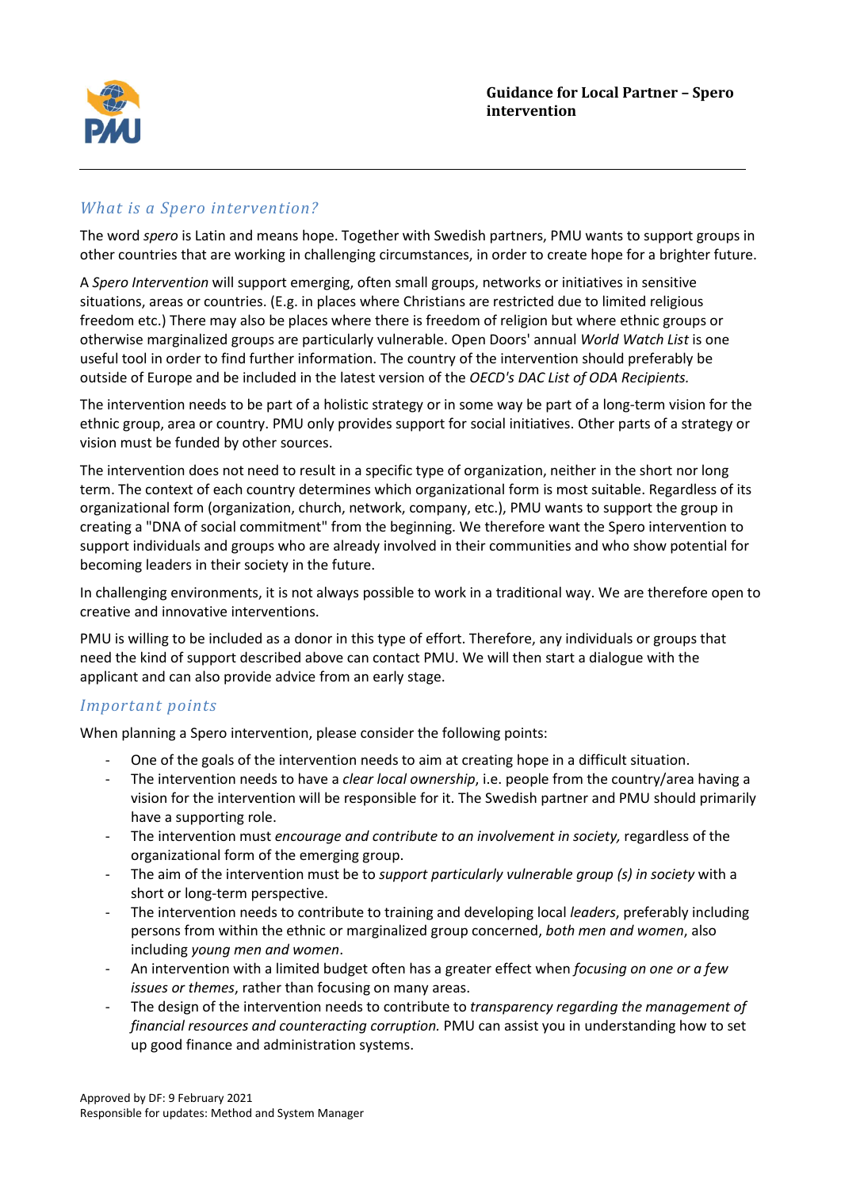**Guidance for Local Partner – Spero intervention**

## *What is a Spero intervention?*

The word *spero* is Latin and means hope. Together with Swedish partners, PMU wants to support groups in other countries that are working in challenging circumstances, in order to create hope for a brighter future.

A *Spero Intervention* will support emerging, often small groups, networks or initiatives in sensitive situations, areas or countries. (E.g. in places where Christians are restricted due to limited religious freedom etc.) There may also be places where there is freedom of religion but where ethnic groups or otherwise marginalized groups are particularly vulnerable. Open Doors' annual *World Watch List* is one useful tool in order to find further information. The country of the intervention should preferably be outside of Europe and be included in the latest version of the *OECD's DAC List of ODA Recipients.*

The intervention needs to be part of a holistic strategy or in some way be part of a long-term vision for the ethnic group, area or country. PMU only provides support for social initiatives. Other parts of a strategy or vision must be funded by other sources.

The intervention does not need to result in a specific type of organization, neither in the short nor long term. The context of each country determines which organizational form is most suitable. Regardless of its organizational form (organization, church, network, company, etc.), PMU wants to support the group in creating a "DNA of social commitment" from the beginning. We therefore want the Spero intervention to support individuals and groups who are already involved in their communities and who show potential for becoming leaders in their society in the future.

In challenging environments, it is not always possible to work in a traditional way. We are therefore open to creative and innovative interventions.

PMU is willing to be included as a donor in this type of effort. Therefore, any individuals or groups that need the kind of support described above can contact PMU. We will then start a dialogue with the applicant and can also provide advice from an early stage.

## *Important points*

When planning a Spero intervention, please consider the following points:

- One of the goals of the intervention needs to aim at creating hope in a difficult situation.
- The intervention needs to have a *clear local ownership*, i.e. people from the country/area having a vision for the intervention will be responsible for it. The Swedish partner and PMU should primarily have a supporting role.
- The intervention must *encourage and contribute to an involvement in society,* regardless of the organizational form of the emerging group.
- The aim of the intervention must be to *support particularly vulnerable group (s) in society* with a short or long-term perspective.
- The intervention needs to contribute to training and developing local *leaders*, preferably including persons from within the ethnic or marginalized group concerned, *both men and women*, also including *young men and women*.
- An intervention with a limited budget often has a greater effect when *focusing on one or a few issues or themes*, rather than focusing on many areas.
- The design of the intervention needs to contribute to *transparency regarding the management of financial resources and counteracting corruption.* PMU can assist you in understanding how to set up good finance and administration systems.

Approved by DF: 9 February 2021
Responsible for updates: Method and System Manager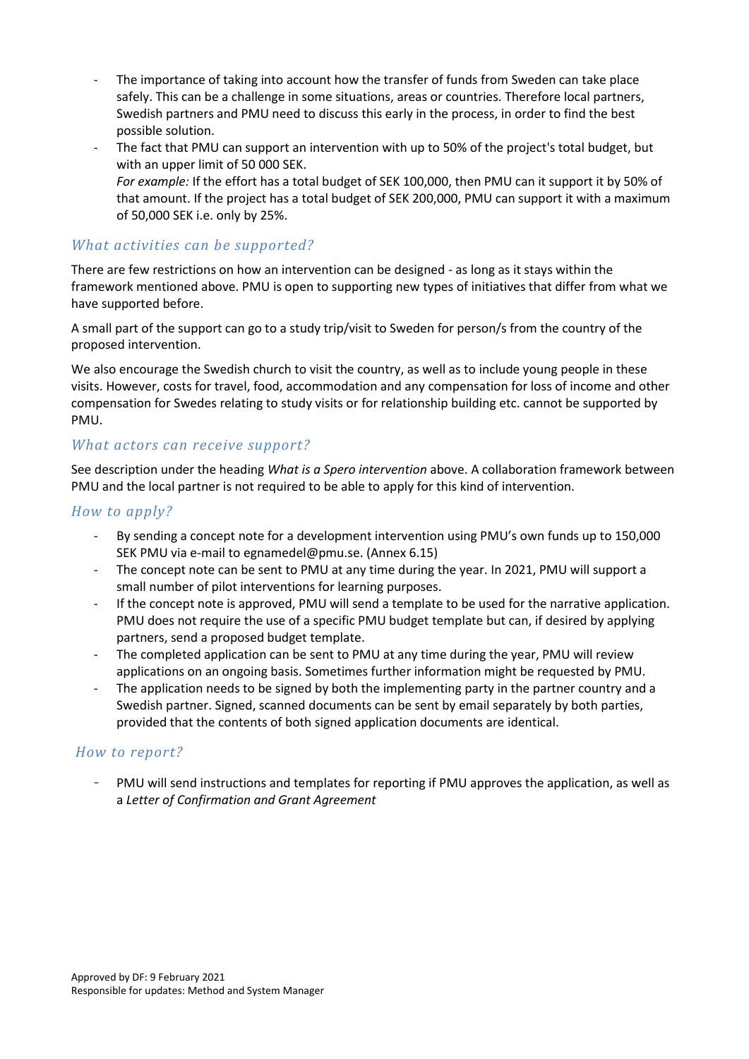- The importance of taking into account how the transfer of funds from Sweden can take place safely. This can be a challenge in some situations, areas or countries. Therefore local partners, Swedish partners and PMU need to discuss this early in the process, in order to find the best possible solution.
- The fact that PMU can support an intervention with up to 50% of the project's total budget, but with an upper limit of 50 000 SEK.
  *For example:* If the effort has a total budget of SEK 100,000, then PMU can it support it by 50% of that amount. If the project has a total budget of SEK 200,000, PMU can support it with a maximum of 50,000 SEK i.e. only by 25%.

## *What activities can be supported?*

There are few restrictions on how an intervention can be designed - as long as it stays within the framework mentioned above. PMU is open to supporting new types of initiatives that differ from what we have supported before.

A small part of the support can go to a study trip/visit to Sweden for person/s from the country of the proposed intervention.

We also encourage the Swedish church to visit the country, as well as to include young people in these visits. However, costs for travel, food, accommodation and any compensation for loss of income and other compensation for Swedes relating to study visits or for relationship building etc. cannot be supported by PMU.

## *What actors can receive support?*

See description under the heading *What is a Spero intervention* above. A collaboration framework between PMU and the local partner is not required to be able to apply for this kind of intervention.

## *How to apply?*

- By sending a concept note for a development intervention using PMU's own funds up to 150,000 SEK PMU via e-mail to egnamedel@pmu.se. (Annex 6.15)
- The concept note can be sent to PMU at any time during the year. In 2021, PMU will support a small number of pilot interventions for learning purposes.
- If the concept note is approved, PMU will send a template to be used for the narrative application. PMU does not require the use of a specific PMU budget template but can, if desired by applying partners, send a proposed budget template.
- The completed application can be sent to PMU at any time during the year, PMU will review applications on an ongoing basis. Sometimes further information might be requested by PMU.
- The application needs to be signed by both the implementing party in the partner country and a Swedish partner. Signed, scanned documents can be sent by email separately by both parties, provided that the contents of both signed application documents are identical.

## *How to report?*

- PMU will send instructions and templates for reporting if PMU approves the application, as well as a *Letter of Confirmation and Grant Agreement*

Approved by DF: 9 February 2021
Responsible for updates: Method and System Manager